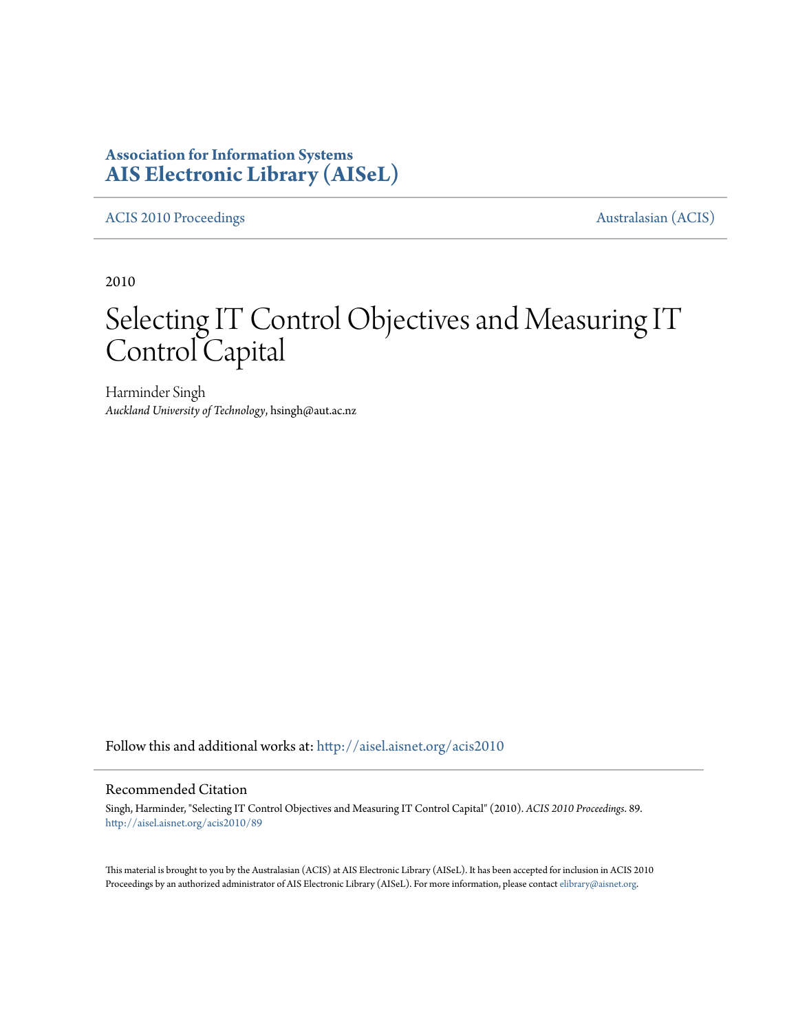**Association for Information Systems**
**AIS Electronic Library (AISeL)**

ACIS 2010 Proceedings | Australasian (ACIS)

2010

# Selecting IT Control Objectives and Measuring IT Control Capital

Harminder Singh
*Auckland University of Technology*, hsingh@aut.ac.nz

Follow this and additional works at: http://aisel.aisnet.org/acis2010

## Recommended Citation

Singh, Harminder, "Selecting IT Control Objectives and Measuring IT Control Capital" (2010). *ACIS 2010 Proceedings*. 89.
http://aisel.aisnet.org/acis2010/89

This material is brought to you by the Australasian (ACIS) at AIS Electronic Library (AISeL). It has been accepted for inclusion in ACIS 2010 Proceedings by an authorized administrator of AIS Electronic Library (AISeL). For more information, please contact elibrary@aisnet.org.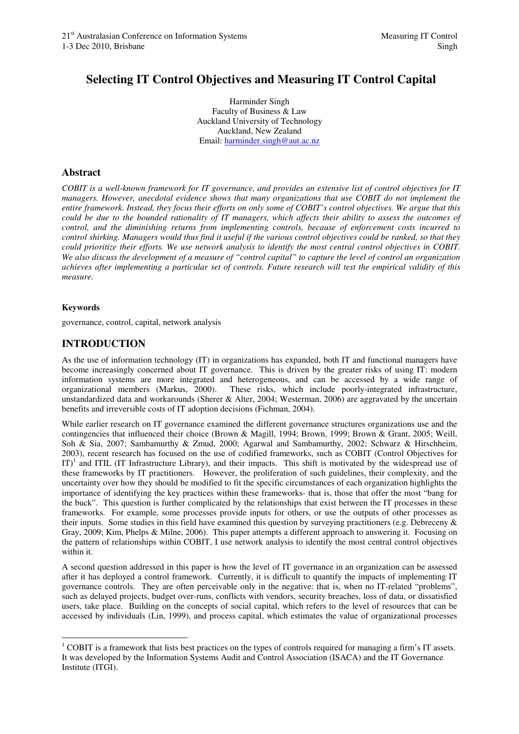# Selecting IT Control Objectives and Measuring IT Control Capital

Harminder Singh
Faculty of Business & Law
Auckland University of Technology
Auckland, New Zealand
Email: harminder.singh@aut.ac.nz

## Abstract

*COBIT is a well-known framework for IT governance, and provides an extensive list of control objectives for IT managers. However, anecdotal evidence shows that many organizations that use COBIT do not implement the entire framework. Instead, they focus their efforts on only some of COBIT's control objectives. We argue that this could be due to the bounded rationality of IT managers, which affects their ability to assess the outcomes of control, and the diminishing returns from implementing controls, because of enforcement costs incurred to control shirking. Managers would thus find it useful if the various control objectives could be ranked, so that they could prioritize their efforts. We use network analysis to identify the most central control objectives in COBIT. We also discuss the development of a measure of "control capital" to capture the level of control an organization achieves after implementing a particular set of controls. Future research will test the empirical validity of this measure.*

#### Keywords

governance, control, capital, network analysis

## INTRODUCTION

As the use of information technology (IT) in organizations has expanded, both IT and functional managers have become increasingly concerned about IT governance. This is driven by the greater risks of using IT: modern information systems are more integrated and heterogeneous, and can be accessed by a wide range of organizational members (Markus, 2000). These risks, which include poorly-integrated infrastructure, unstandardized data and workarounds (Sherer & Alter, 2004; Westerman, 2006) are aggravated by the uncertain benefits and irreversible costs of IT adoption decisions (Fichman, 2004).

While earlier research on IT governance examined the different governance structures organizations use and the contingencies that influenced their choice (Brown & Magill, 1994; Brown, 1999; Brown & Grant, 2005; Weill, Soh & Sia, 2007; Sambamurthy & Zmud, 2000; Agarwal and Sambamurthy, 2002; Schwarz & Hirschheim, 2003), recent research has focused on the use of codified frameworks, such as COBIT (Control Objectives for IT)[1] and ITIL (IT Infrastructure Library), and their impacts. This shift is motivated by the widespread use of these frameworks by IT practitioners. However, the proliferation of such guidelines, their complexity, and the uncertainty over how they should be modified to fit the specific circumstances of each organization highlights the importance of identifying the key practices within these frameworks- that is, those that offer the most "bang for the buck". This question is further complicated by the relationships that exist between the IT processes in these frameworks. For example, some processes provide inputs for others, or use the outputs of other processes as their inputs. Some studies in this field have examined this question by surveying practitioners (e.g. Debreceny & Gray, 2009; Kim, Phelps & Milne, 2006). This paper attempts a different approach to answering it. Focusing on the pattern of relationships within COBIT, I use network analysis to identify the most central control objectives within it.

A second question addressed in this paper is how the level of IT governance in an organization can be assessed after it has deployed a control framework. Currently, it is difficult to quantify the impacts of implementing IT governance controls. They are often perceivable only in the negative: that is, when no IT-related "problems", such as delayed projects, budget over-runs, conflicts with vendors, security breaches, loss of data, or dissatisfied users, take place. Building on the concepts of social capital, which refers to the level of resources that can be accessed by individuals (Lin, 1999), and process capital, which estimates the value of organizational processes

[1] COBIT is a framework that lists best practices on the types of controls required for managing a firm's IT assets. It was developed by the Information Systems Audit and Control Association (ISACA) and the IT Governance Institute (ITGI).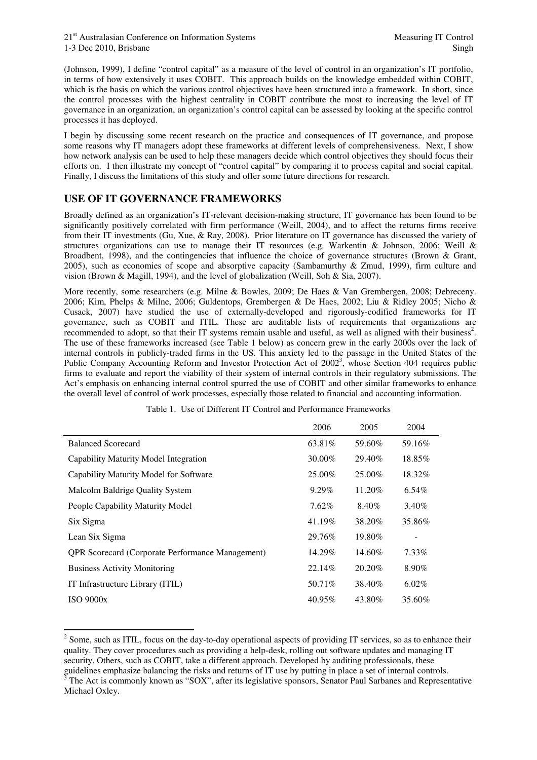(Johnson, 1999), I define "control capital" as a measure of the level of control in an organization's IT portfolio, in terms of how extensively it uses COBIT. This approach builds on the knowledge embedded within COBIT, which is the basis on which the various control objectives have been structured into a framework. In short, since the control processes with the highest centrality in COBIT contribute the most to increasing the level of IT governance in an organization, an organization's control capital can be assessed by looking at the specific control processes it has deployed.

I begin by discussing some recent research on the practice and consequences of IT governance, and propose some reasons why IT managers adopt these frameworks at different levels of comprehensiveness. Next, I show how network analysis can be used to help these managers decide which control objectives they should focus their efforts on. I then illustrate my concept of "control capital" by comparing it to process capital and social capital. Finally, I discuss the limitations of this study and offer some future directions for research.

## USE OF IT GOVERNANCE FRAMEWORKS

Broadly defined as an organization's IT-relevant decision-making structure, IT governance has been found to be significantly positively correlated with firm performance (Weill, 2004), and to affect the returns firms receive from their IT investments (Gu, Xue, & Ray, 2008). Prior literature on IT governance has discussed the variety of structures organizations can use to manage their IT resources (e.g. Warkentin & Johnson, 2006; Weill & Broadbent, 1998), and the contingencies that influence the choice of governance structures (Brown & Grant, 2005), such as economies of scope and absorptive capacity (Sambamurthy & Zmud, 1999), firm culture and vision (Brown & Magill, 1994), and the level of globalization (Weill, Soh & Sia, 2007).

More recently, some researchers (e.g. Milne & Bowles, 2009; De Haes & Van Grembergen, 2008; Debreceny. 2006; Kim, Phelps & Milne, 2006; Guldentops, Grembergen & De Haes, 2002; Liu & Ridley 2005; Nicho & Cusack, 2007) have studied the use of externally-developed and rigorously-codified frameworks for IT governance, such as COBIT and ITIL. These are auditable lists of requirements that organizations are recommended to adopt, so that their IT systems remain usable and useful, as well as aligned with their business[2]. The use of these frameworks increased (see Table 1 below) as concern grew in the early 2000s over the lack of internal controls in publicly-traded firms in the US. This anxiety led to the passage in the United States of the Public Company Accounting Reform and Investor Protection Act of 2002[3], whose Section 404 requires public firms to evaluate and report the viability of their system of internal controls in their regulatory submissions. The Act's emphasis on enhancing internal control spurred the use of COBIT and other similar frameworks to enhance the overall level of control of work processes, especially those related to financial and accounting information.

Table 1. Use of Different IT Control and Performance Frameworks

| | 2006 | 2005 | 2004 |
|---|---|---|---|
| Balanced Scorecard | 63.81% | 59.60% | 59.16% |
| Capability Maturity Model Integration | 30.00% | 29.40% | 18.85% |
| Capability Maturity Model for Software | 25.00% | 25.00% | 18.32% |
| Malcolm Baldrige Quality System | 9.29% | 11.20% | 6.54% |
| People Capability Maturity Model | 7.62% | 8.40% | 3.40% |
| Six Sigma | 41.19% | 38.20% | 35.86% |
| Lean Six Sigma | 29.76% | 19.80% | - |
| QPR Scorecard (Corporate Performance Management) | 14.29% | 14.60% | 7.33% |
| Business Activity Monitoring | 22.14% | 20.20% | 8.90% |
| IT Infrastructure Library (ITIL) | 50.71% | 38.40% | 6.02% |
| ISO 9000x | 40.95% | 43.80% | 35.60% |

[2] Some, such as ITIL, focus on the day-to-day operational aspects of providing IT services, so as to enhance their quality. They cover procedures such as providing a help-desk, rolling out software updates and managing IT security. Others, such as COBIT, take a different approach. Developed by auditing professionals, these guidelines emphasize balancing the risks and returns of IT use by putting in place a set of internal controls.

[3] The Act is commonly known as "SOX", after its legislative sponsors, Senator Paul Sarbanes and Representative Michael Oxley.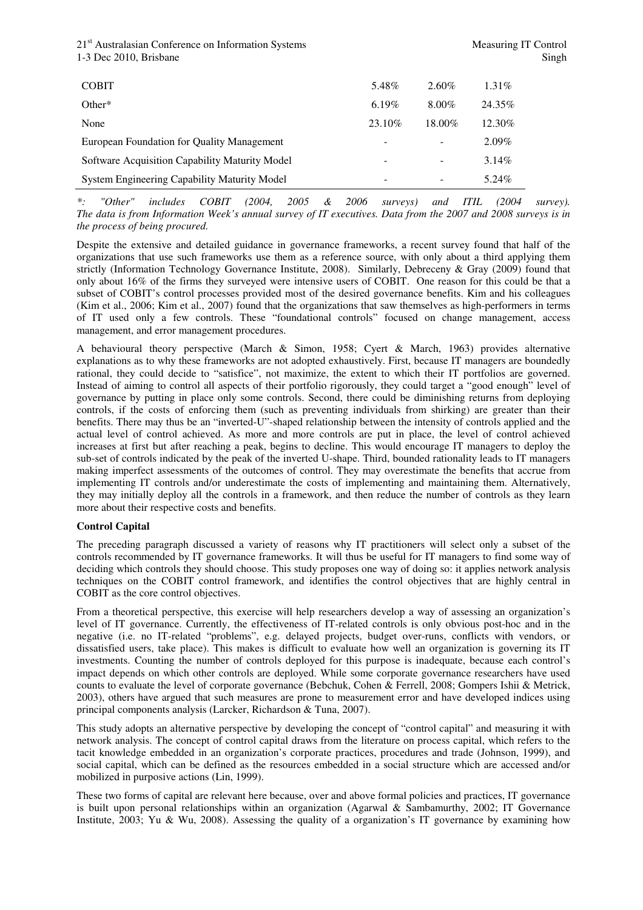| | | | |
|---|---|---|---|
| COBIT | 5.48% | 2.60% | 1.31% |
| Other* | 6.19% | 8.00% | 24.35% |
| None | 23.10% | 18.00% | 12.30% |
| European Foundation for Quality Management | - | - | 2.09% |
| Software Acquisition Capability Maturity Model | - | - | 3.14% |
| System Engineering Capability Maturity Model | - | - | 5.24% |

*\*: "Other" includes COBIT (2004, 2005 & 2006 surveys) and ITIL (2004 survey). The data is from Information Week's annual survey of IT executives. Data from the 2007 and 2008 surveys is in the process of being procured.*

Despite the extensive and detailed guidance in governance frameworks, a recent survey found that half of the organizations that use such frameworks use them as a reference source, with only about a third applying them strictly (Information Technology Governance Institute, 2008). Similarly, Debreceny & Gray (2009) found that only about 16% of the firms they surveyed were intensive users of COBIT. One reason for this could be that a subset of COBIT's control processes provided most of the desired governance benefits. Kim and his colleagues (Kim et al., 2006; Kim et al., 2007) found that the organizations that saw themselves as high-performers in terms of IT used only a few controls. These "foundational controls" focused on change management, access management, and error management procedures.

A behavioural theory perspective (March & Simon, 1958; Cyert & March, 1963) provides alternative explanations as to why these frameworks are not adopted exhaustively. First, because IT managers are boundedly rational, they could decide to "satisfice", not maximize, the extent to which their IT portfolios are governed. Instead of aiming to control all aspects of their portfolio rigorously, they could target a "good enough" level of governance by putting in place only some controls. Second, there could be diminishing returns from deploying controls, if the costs of enforcing them (such as preventing individuals from shirking) are greater than their benefits. There may thus be an "inverted-U"-shaped relationship between the intensity of controls applied and the actual level of control achieved. As more and more controls are put in place, the level of control achieved increases at first but after reaching a peak, begins to decline. This would encourage IT managers to deploy the sub-set of controls indicated by the peak of the inverted U-shape. Third, bounded rationality leads to IT managers making imperfect assessments of the outcomes of control. They may overestimate the benefits that accrue from implementing IT controls and/or underestimate the costs of implementing and maintaining them. Alternatively, they may initially deploy all the controls in a framework, and then reduce the number of controls as they learn more about their respective costs and benefits.

**Control Capital**

The preceding paragraph discussed a variety of reasons why IT practitioners will select only a subset of the controls recommended by IT governance frameworks. It will thus be useful for IT managers to find some way of deciding which controls they should choose. This study proposes one way of doing so: it applies network analysis techniques on the COBIT control framework, and identifies the control objectives that are highly central in COBIT as the core control objectives.

From a theoretical perspective, this exercise will help researchers develop a way of assessing an organization's level of IT governance. Currently, the effectiveness of IT-related controls is only obvious post-hoc and in the negative (i.e. no IT-related "problems", e.g. delayed projects, budget over-runs, conflicts with vendors, or dissatisfied users, take place). This makes is difficult to evaluate how well an organization is governing its IT investments. Counting the number of controls deployed for this purpose is inadequate, because each control's impact depends on which other controls are deployed. While some corporate governance researchers have used counts to evaluate the level of corporate governance (Bebchuk, Cohen & Ferrell, 2008; Gompers Ishii & Metrick, 2003), others have argued that such measures are prone to measurement error and have developed indices using principal components analysis (Larcker, Richardson & Tuna, 2007).

This study adopts an alternative perspective by developing the concept of "control capital" and measuring it with network analysis. The concept of control capital draws from the literature on process capital, which refers to the tacit knowledge embedded in an organization's corporate practices, procedures and trade (Johnson, 1999), and social capital, which can be defined as the resources embedded in a social structure which are accessed and/or mobilized in purposive actions (Lin, 1999).

These two forms of capital are relevant here because, over and above formal policies and practices, IT governance is built upon personal relationships within an organization (Agarwal & Sambamurthy, 2002; IT Governance Institute, 2003; Yu & Wu, 2008). Assessing the quality of a organization's IT governance by examining how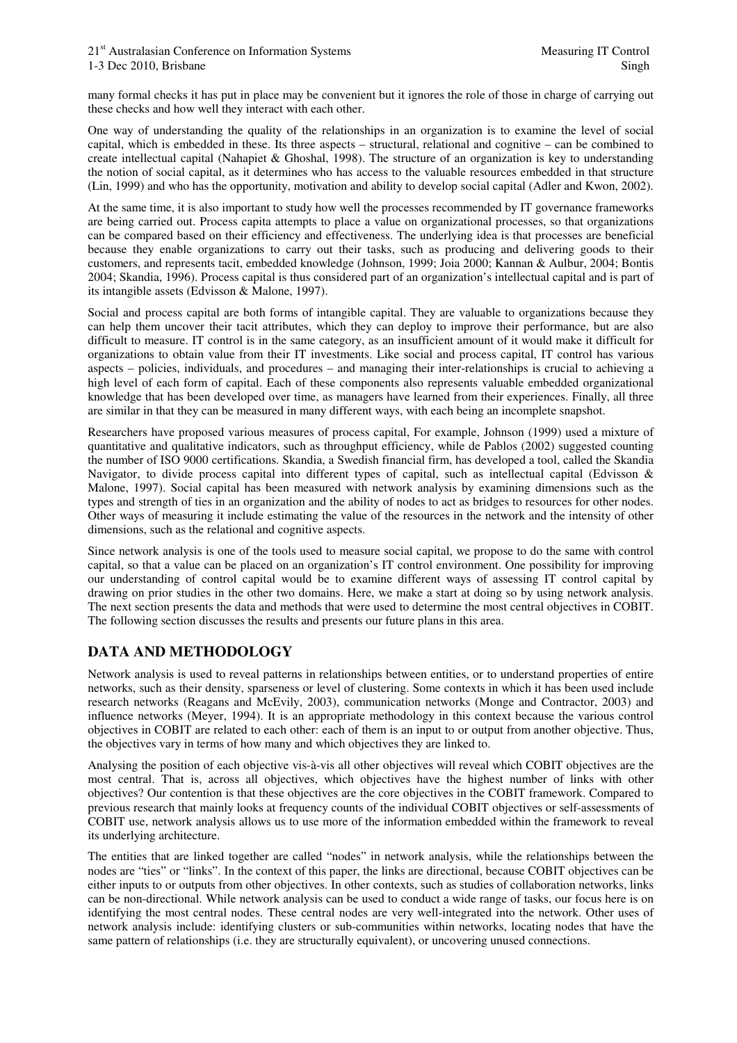many formal checks it has put in place may be convenient but it ignores the role of those in charge of carrying out these checks and how well they interact with each other.

One way of understanding the quality of the relationships in an organization is to examine the level of social capital, which is embedded in these. Its three aspects – structural, relational and cognitive – can be combined to create intellectual capital (Nahapiet & Ghoshal, 1998). The structure of an organization is key to understanding the notion of social capital, as it determines who has access to the valuable resources embedded in that structure (Lin, 1999) and who has the opportunity, motivation and ability to develop social capital (Adler and Kwon, 2002).

At the same time, it is also important to study how well the processes recommended by IT governance frameworks are being carried out. Process capita attempts to place a value on organizational processes, so that organizations can be compared based on their efficiency and effectiveness. The underlying idea is that processes are beneficial because they enable organizations to carry out their tasks, such as producing and delivering goods to their customers, and represents tacit, embedded knowledge (Johnson, 1999; Joia 2000; Kannan & Aulbur, 2004; Bontis 2004; Skandia, 1996). Process capital is thus considered part of an organization's intellectual capital and is part of its intangible assets (Edvisson & Malone, 1997).

Social and process capital are both forms of intangible capital. They are valuable to organizations because they can help them uncover their tacit attributes, which they can deploy to improve their performance, but are also difficult to measure. IT control is in the same category, as an insufficient amount of it would make it difficult for organizations to obtain value from their IT investments. Like social and process capital, IT control has various aspects – policies, individuals, and procedures – and managing their inter-relationships is crucial to achieving a high level of each form of capital. Each of these components also represents valuable embedded organizational knowledge that has been developed over time, as managers have learned from their experiences. Finally, all three are similar in that they can be measured in many different ways, with each being an incomplete snapshot.

Researchers have proposed various measures of process capital, For example, Johnson (1999) used a mixture of quantitative and qualitative indicators, such as throughput efficiency, while de Pablos (2002) suggested counting the number of ISO 9000 certifications. Skandia, a Swedish financial firm, has developed a tool, called the Skandia Navigator, to divide process capital into different types of capital, such as intellectual capital (Edvisson & Malone, 1997). Social capital has been measured with network analysis by examining dimensions such as the types and strength of ties in an organization and the ability of nodes to act as bridges to resources for other nodes. Other ways of measuring it include estimating the value of the resources in the network and the intensity of other dimensions, such as the relational and cognitive aspects.

Since network analysis is one of the tools used to measure social capital, we propose to do the same with control capital, so that a value can be placed on an organization's IT control environment. One possibility for improving our understanding of control capital would be to examine different ways of assessing IT control capital by drawing on prior studies in the other two domains. Here, we make a start at doing so by using network analysis. The next section presents the data and methods that were used to determine the most central objectives in COBIT. The following section discusses the results and presents our future plans in this area.

## DATA AND METHODOLOGY

Network analysis is used to reveal patterns in relationships between entities, or to understand properties of entire networks, such as their density, sparseness or level of clustering. Some contexts in which it has been used include research networks (Reagans and McEvily, 2003), communication networks (Monge and Contractor, 2003) and influence networks (Meyer, 1994). It is an appropriate methodology in this context because the various control objectives in COBIT are related to each other: each of them is an input to or output from another objective. Thus, the objectives vary in terms of how many and which objectives they are linked to.

Analysing the position of each objective vis-à-vis all other objectives will reveal which COBIT objectives are the most central. That is, across all objectives, which objectives have the highest number of links with other objectives? Our contention is that these objectives are the core objectives in the COBIT framework. Compared to previous research that mainly looks at frequency counts of the individual COBIT objectives or self-assessments of COBIT use, network analysis allows us to use more of the information embedded within the framework to reveal its underlying architecture.

The entities that are linked together are called "nodes" in network analysis, while the relationships between the nodes are "ties" or "links". In the context of this paper, the links are directional, because COBIT objectives can be either inputs to or outputs from other objectives. In other contexts, such as studies of collaboration networks, links can be non-directional. While network analysis can be used to conduct a wide range of tasks, our focus here is on identifying the most central nodes. These central nodes are very well-integrated into the network. Other uses of network analysis include: identifying clusters or sub-communities within networks, locating nodes that have the same pattern of relationships (i.e. they are structurally equivalent), or uncovering unused connections.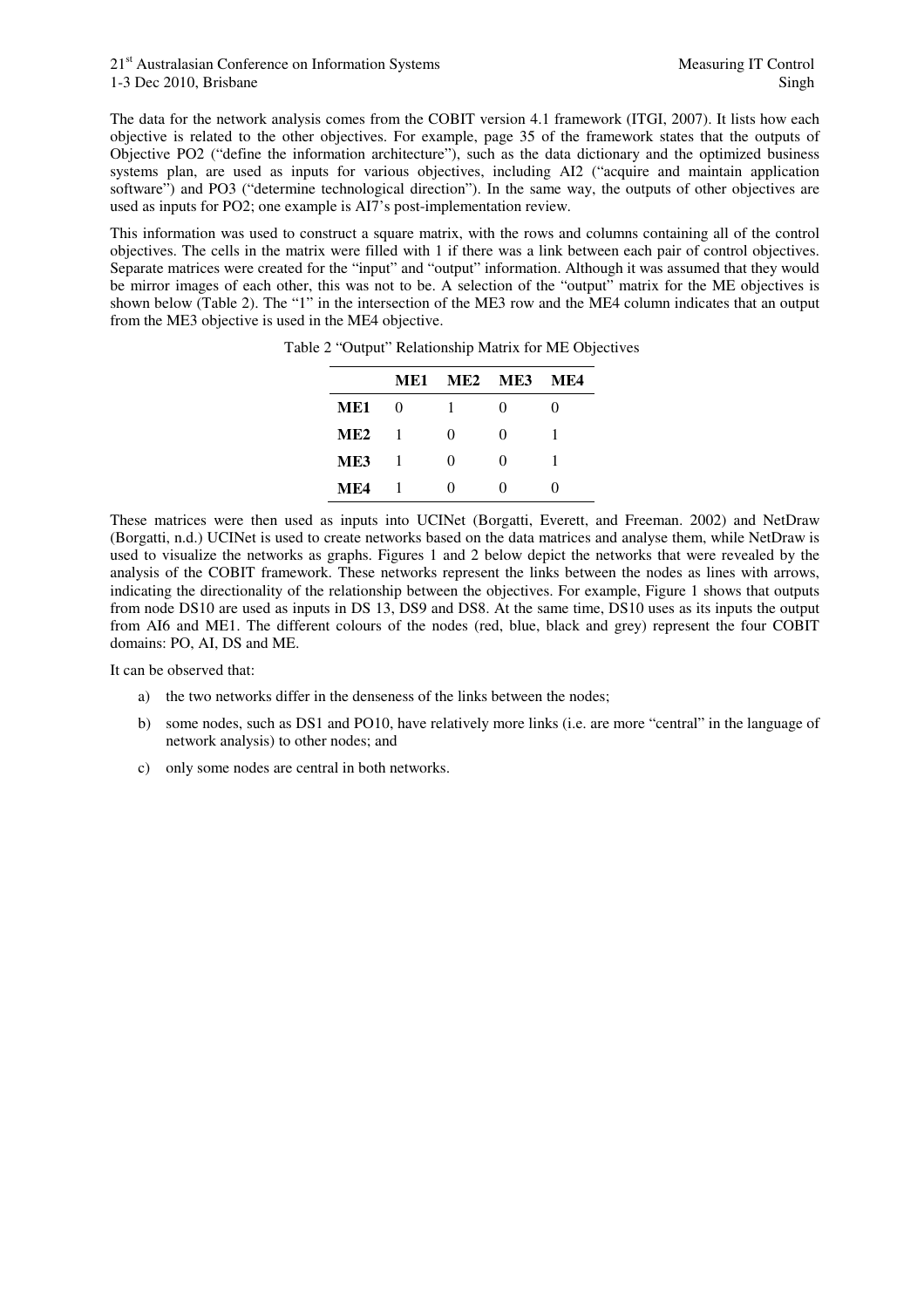The data for the network analysis comes from the COBIT version 4.1 framework (ITGI, 2007). It lists how each objective is related to the other objectives. For example, page 35 of the framework states that the outputs of Objective PO2 ("define the information architecture"), such as the data dictionary and the optimized business systems plan, are used as inputs for various objectives, including AI2 ("acquire and maintain application software") and PO3 ("determine technological direction"). In the same way, the outputs of other objectives are used as inputs for PO2; one example is AI7's post-implementation review.

This information was used to construct a square matrix, with the rows and columns containing all of the control objectives. The cells in the matrix were filled with 1 if there was a link between each pair of control objectives. Separate matrices were created for the "input" and "output" information. Although it was assumed that they would be mirror images of each other, this was not to be. A selection of the "output" matrix for the ME objectives is shown below (Table 2). The "1" in the intersection of the ME3 row and the ME4 column indicates that an output from the ME3 objective is used in the ME4 objective.

Table 2 "Output" Relationship Matrix for ME Objectives

| | **ME1** | **ME2** | **ME3** | **ME4** |
|---|---|---|---|---|
| **ME1** | 0 | 1 | 0 | 0 |
| **ME2** | 1 | 0 | 0 | 1 |
| **ME3** | 1 | 0 | 0 | 1 |
| **ME4** | 1 | 0 | 0 | 0 |

These matrices were then used as inputs into UCINet (Borgatti, Everett, and Freeman. 2002) and NetDraw (Borgatti, n.d.) UCINet is used to create networks based on the data matrices and analyse them, while NetDraw is used to visualize the networks as graphs. Figures 1 and 2 below depict the networks that were revealed by the analysis of the COBIT framework. These networks represent the links between the nodes as lines with arrows, indicating the directionality of the relationship between the objectives. For example, Figure 1 shows that outputs from node DS10 are used as inputs in DS 13, DS9 and DS8. At the same time, DS10 uses as its inputs the output from AI6 and ME1. The different colours of the nodes (red, blue, black and grey) represent the four COBIT domains: PO, AI, DS and ME.

It can be observed that:

a) the two networks differ in the denseness of the links between the nodes;

b) some nodes, such as DS1 and PO10, have relatively more links (i.e. are more "central" in the language of network analysis) to other nodes; and

c) only some nodes are central in both networks.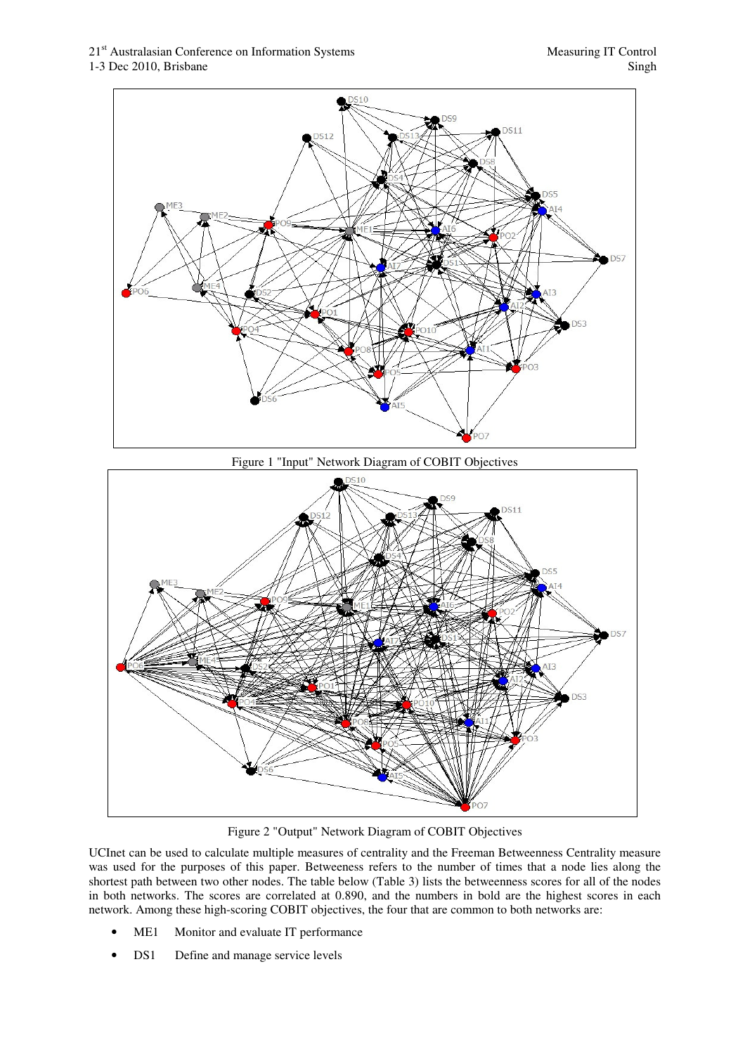Figure 1 "Input" Network Diagram of COBIT Objectives

Figure 2 "Output" Network Diagram of COBIT Objectives

UCInet can be used to calculate multiple measures of centrality and the Freeman Betweenness Centrality measure was used for the purposes of this paper. Betweeness refers to the number of times that a node lies along the shortest path between two other nodes. The table below (Table 3) lists the betweenness scores for all of the nodes in both networks. The scores are correlated at 0.890, and the numbers in bold are the highest scores in each network. Among these high-scoring COBIT objectives, the four that are common to both networks are:

- ME1 Monitor and evaluate IT performance
- DS1 Define and manage service levels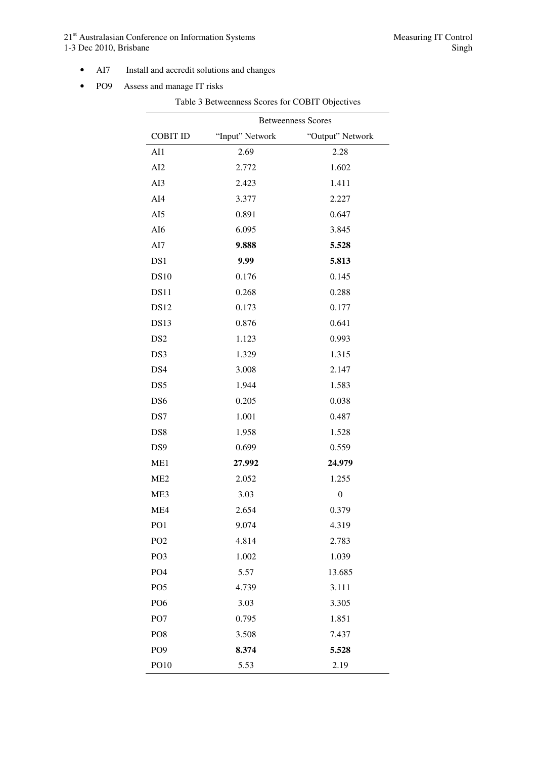- AI7 Install and accredit solutions and changes
- PO9 Assess and manage IT risks

Table 3 Betweenness Scores for COBIT Objectives

| | Betweenness Scores | |
|---|---|---|
| COBIT ID | "Input" Network | "Output" Network |
| AI1 | 2.69 | 2.28 |
| AI2 | 2.772 | 1.602 |
| AI3 | 2.423 | 1.411 |
| AI4 | 3.377 | 2.227 |
| AI5 | 0.891 | 0.647 |
| AI6 | 6.095 | 3.845 |
| AI7 | **9.888** | **5.528** |
| DS1 | **9.99** | **5.813** |
| DS10 | 0.176 | 0.145 |
| DS11 | 0.268 | 0.288 |
| DS12 | 0.173 | 0.177 |
| DS13 | 0.876 | 0.641 |
| DS2 | 1.123 | 0.993 |
| DS3 | 1.329 | 1.315 |
| DS4 | 3.008 | 2.147 |
| DS5 | 1.944 | 1.583 |
| DS6 | 0.205 | 0.038 |
| DS7 | 1.001 | 0.487 |
| DS8 | 1.958 | 1.528 |
| DS9 | 0.699 | 0.559 |
| ME1 | **27.992** | **24.979** |
| ME2 | 2.052 | 1.255 |
| ME3 | 3.03 | 0 |
| ME4 | 2.654 | 0.379 |
| PO1 | 9.074 | 4.319 |
| PO2 | 4.814 | 2.783 |
| PO3 | 1.002 | 1.039 |
| PO4 | 5.57 | 13.685 |
| PO5 | 4.739 | 3.111 |
| PO6 | 3.03 | 3.305 |
| PO7 | 0.795 | 1.851 |
| PO8 | 3.508 | 7.437 |
| PO9 | **8.374** | **5.528** |
| PO10 | 5.53 | 2.19 |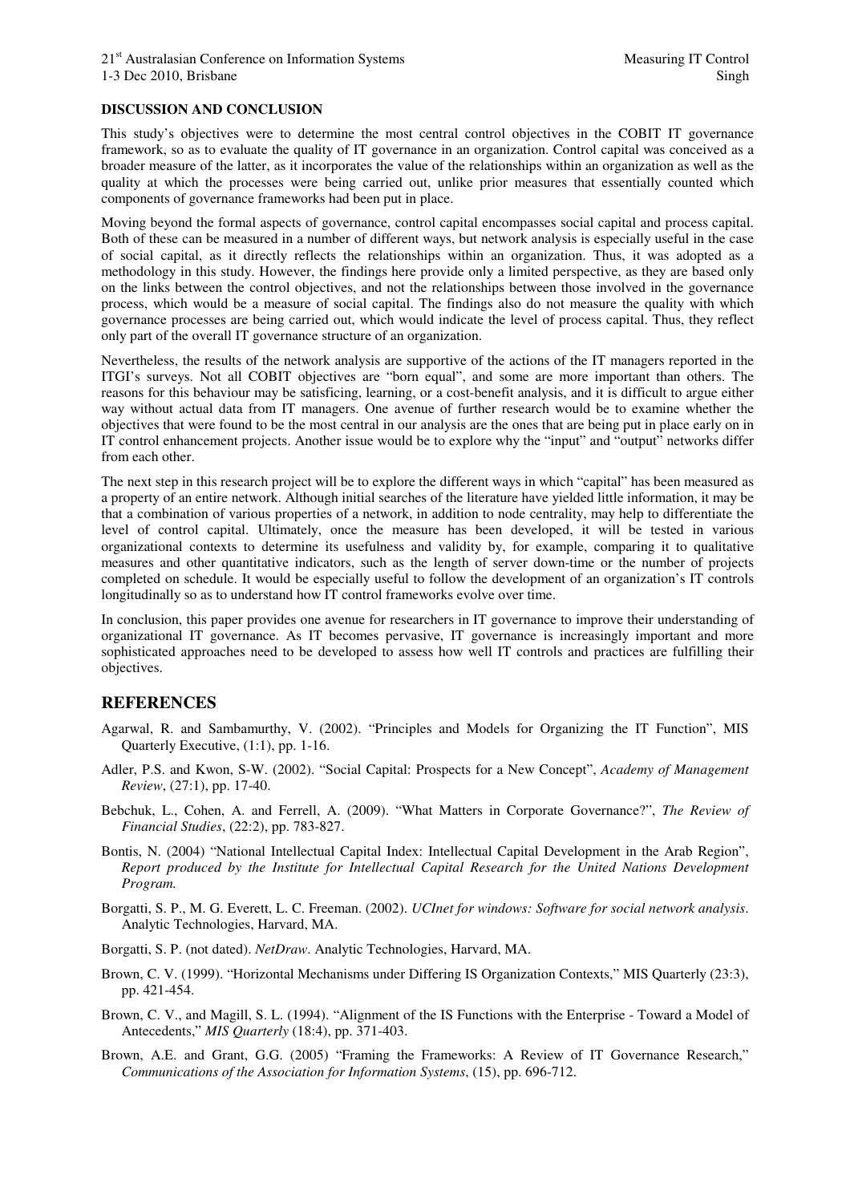**DISCUSSION AND CONCLUSION**

This study's objectives were to determine the most central control objectives in the COBIT IT governance framework, so as to evaluate the quality of IT governance in an organization. Control capital was conceived as a broader measure of the latter, as it incorporates the value of the relationships within an organization as well as the quality at which the processes were being carried out, unlike prior measures that essentially counted which components of governance frameworks had been put in place.

Moving beyond the formal aspects of governance, control capital encompasses social capital and process capital. Both of these can be measured in a number of different ways, but network analysis is especially useful in the case of social capital, as it directly reflects the relationships within an organization. Thus, it was adopted as a methodology in this study. However, the findings here provide only a limited perspective, as they are based only on the links between the control objectives, and not the relationships between those involved in the governance process, which would be a measure of social capital. The findings also do not measure the quality with which governance processes are being carried out, which would indicate the level of process capital. Thus, they reflect only part of the overall IT governance structure of an organization.

Nevertheless, the results of the network analysis are supportive of the actions of the IT managers reported in the ITGI's surveys. Not all COBIT objectives are "born equal", and some are more important than others. The reasons for this behaviour may be satisficing, learning, or a cost-benefit analysis, and it is difficult to argue either way without actual data from IT managers. One avenue of further research would be to examine whether the objectives that were found to be the most central in our analysis are the ones that are being put in place early on in IT control enhancement projects. Another issue would be to explore why the "input" and "output" networks differ from each other.

The next step in this research project will be to explore the different ways in which "capital" has been measured as a property of an entire network. Although initial searches of the literature have yielded little information, it may be that a combination of various properties of a network, in addition to node centrality, may help to differentiate the level of control capital. Ultimately, once the measure has been developed, it will be tested in various organizational contexts to determine its usefulness and validity by, for example, comparing it to qualitative measures and other quantitative indicators, such as the length of server down-time or the number of projects completed on schedule. It would be especially useful to follow the development of an organization's IT controls longitudinally so as to understand how IT control frameworks evolve over time.

In conclusion, this paper provides one avenue for researchers in IT governance to improve their understanding of organizational IT governance. As IT becomes pervasive, IT governance is increasingly important and more sophisticated approaches need to be developed to assess how well IT controls and practices are fulfilling their objectives.

## REFERENCES

Agarwal, R. and Sambamurthy, V. (2002). "Principles and Models for Organizing the IT Function", MIS Quarterly Executive, (1:1), pp. 1-16.

Adler, P.S. and Kwon, S-W. (2002). "Social Capital: Prospects for a New Concept", *Academy of Management Review*, (27:1), pp. 17-40.

Bebchuk, L., Cohen, A. and Ferrell, A. (2009). "What Matters in Corporate Governance?", *The Review of Financial Studies*, (22:2), pp. 783-827.

Bontis, N. (2004) "National Intellectual Capital Index: Intellectual Capital Development in the Arab Region", *Report produced by the Institute for Intellectual Capital Research for the United Nations Development Program.*

Borgatti, S. P., M. G. Everett, L. C. Freeman. (2002). *UCInet for windows: Software for social network analysis*. Analytic Technologies, Harvard, MA.

Borgatti, S. P. (not dated). *NetDraw*. Analytic Technologies, Harvard, MA.

Brown, C. V. (1999). "Horizontal Mechanisms under Differing IS Organization Contexts," MIS Quarterly (23:3), pp. 421-454.

Brown, C. V., and Magill, S. L. (1994). "Alignment of the IS Functions with the Enterprise - Toward a Model of Antecedents," *MIS Quarterly* (18:4), pp. 371-403.

Brown, A.E. and Grant, G.G. (2005) "Framing the Frameworks: A Review of IT Governance Research," *Communications of the Association for Information Systems*, (15), pp. 696-712.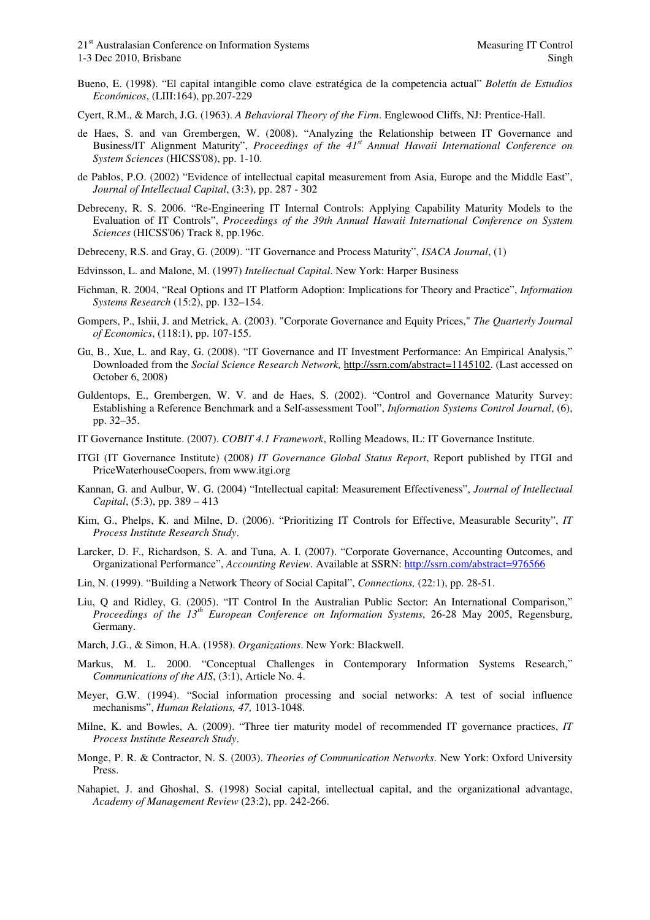Bueno, E. (1998). "El capital intangible como clave estratégica de la competencia actual" *Boletín de Estudios Económicos*, (LIII:164), pp.207-229

Cyert, R.M., & March, J.G. (1963). *A Behavioral Theory of the Firm*. Englewood Cliffs, NJ: Prentice-Hall.

de Haes, S. and van Grembergen, W. (2008). "Analyzing the Relationship between IT Governance and Business/IT Alignment Maturity", *Proceedings of the 41st Annual Hawaii International Conference on System Sciences* (HICSS'08), pp. 1-10.

de Pablos, P.O. (2002) "Evidence of intellectual capital measurement from Asia, Europe and the Middle East", *Journal of Intellectual Capital*, (3:3), pp. 287 - 302

Debreceny, R. S. 2006. "Re-Engineering IT Internal Controls: Applying Capability Maturity Models to the Evaluation of IT Controls", *Proceedings of the 39th Annual Hawaii International Conference on System Sciences* (HICSS'06) Track 8, pp.196c.

Debreceny, R.S. and Gray, G. (2009). "IT Governance and Process Maturity", *ISACA Journal*, (1)

Edvinsson, L. and Malone, M. (1997) *Intellectual Capital*. New York: Harper Business

Fichman, R. 2004, "Real Options and IT Platform Adoption: Implications for Theory and Practice", *Information Systems Research* (15:2), pp. 132–154.

Gompers, P., Ishii, J. and Metrick, A. (2003). "Corporate Governance and Equity Prices," *The Quarterly Journal of Economics*, (118:1), pp. 107-155.

Gu, B., Xue, L. and Ray, G. (2008). "IT Governance and IT Investment Performance: An Empirical Analysis," Downloaded from the *Social Science Research Network,* http://ssrn.com/abstract=1145102. (Last accessed on October 6, 2008)

Guldentops, E., Grembergen, W. V. and de Haes, S. (2002). "Control and Governance Maturity Survey: Establishing a Reference Benchmark and a Self-assessment Tool", *Information Systems Control Journal*, (6), pp. 32–35.

IT Governance Institute. (2007). *COBIT 4.1 Framework*, Rolling Meadows, IL: IT Governance Institute.

ITGI (IT Governance Institute) (2008*) IT Governance Global Status Report*, Report published by ITGI and PriceWaterhouseCoopers, from www.itgi.org

Kannan, G. and Aulbur, W. G. (2004) "Intellectual capital: Measurement Effectiveness", *Journal of Intellectual Capital*, (5:3), pp. 389 – 413

Kim, G., Phelps, K. and Milne, D. (2006). "Prioritizing IT Controls for Effective, Measurable Security", *IT Process Institute Research Study*.

Larcker, D. F., Richardson, S. A. and Tuna, A. I. (2007). "Corporate Governance, Accounting Outcomes, and Organizational Performance", *Accounting Review*. Available at SSRN: http://ssrn.com/abstract=976566

Lin, N. (1999). "Building a Network Theory of Social Capital", *Connections,* (22:1), pp. 28-51.

Liu, Q and Ridley, G. (2005). "IT Control In the Australian Public Sector: An International Comparison," *Proceedings of the 13th European Conference on Information Systems*, 26-28 May 2005, Regensburg, Germany.

March, J.G., & Simon, H.A. (1958). *Organizations*. New York: Blackwell.

Markus, M. L. 2000. "Conceptual Challenges in Contemporary Information Systems Research," *Communications of the AIS*, (3:1), Article No. 4.

Meyer, G.W. (1994). "Social information processing and social networks: A test of social influence mechanisms", *Human Relations, 47,* 1013-1048.

Milne, K. and Bowles, A. (2009). "Three tier maturity model of recommended IT governance practices, *IT Process Institute Research Study*.

Monge, P. R. & Contractor, N. S. (2003). *Theories of Communication Networks*. New York: Oxford University Press.

Nahapiet, J. and Ghoshal, S. (1998) Social capital, intellectual capital, and the organizational advantage, *Academy of Management Review* (23:2), pp. 242-266.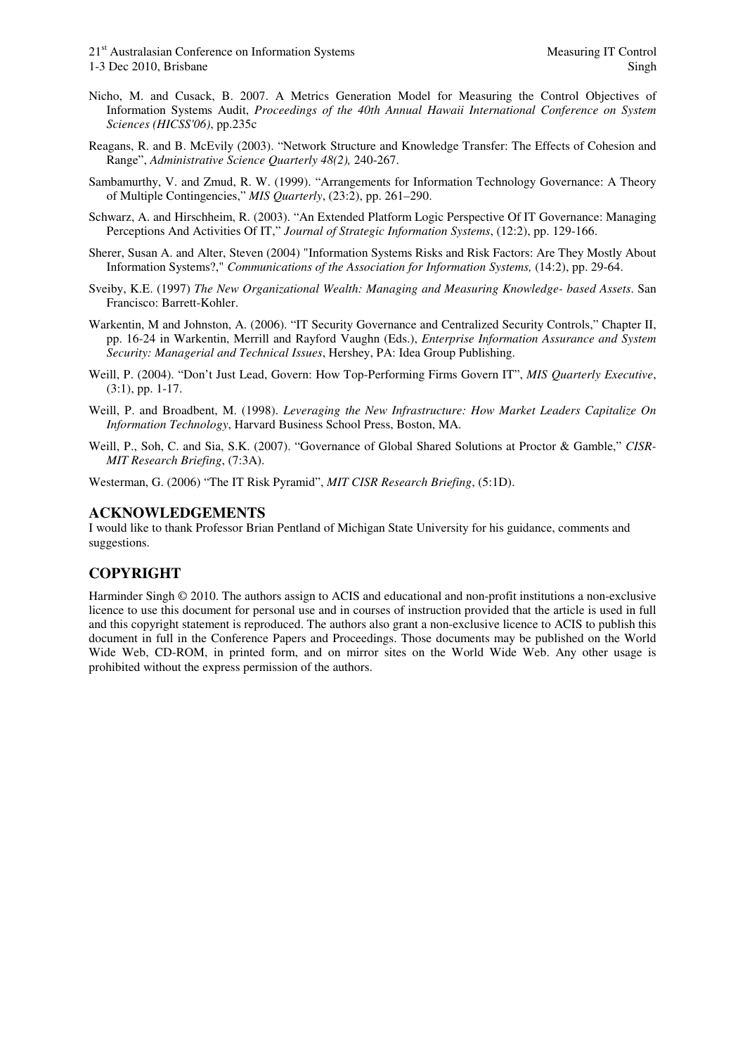Nicho, M. and Cusack, B. 2007. A Metrics Generation Model for Measuring the Control Objectives of Information Systems Audit, *Proceedings of the 40th Annual Hawaii International Conference on System Sciences (HICSS'06)*, pp.235c

Reagans, R. and B. McEvily (2003). "Network Structure and Knowledge Transfer: The Effects of Cohesion and Range", *Administrative Science Quarterly 48(2),* 240-267.

Sambamurthy, V. and Zmud, R. W. (1999). "Arrangements for Information Technology Governance: A Theory of Multiple Contingencies," *MIS Quarterly*, (23:2), pp. 261–290.

Schwarz, A. and Hirschheim, R. (2003). "An Extended Platform Logic Perspective Of IT Governance: Managing Perceptions And Activities Of IT," *Journal of Strategic Information Systems*, (12:2), pp. 129-166.

Sherer, Susan A. and Alter, Steven (2004) "Information Systems Risks and Risk Factors: Are They Mostly About Information Systems?," *Communications of the Association for Information Systems,* (14:2), pp. 29-64.

Sveiby, K.E. (1997) *The New Organizational Wealth: Managing and Measuring Knowledge- based Assets*. San Francisco: Barrett-Kohler.

Warkentin, M and Johnston, A. (2006). "IT Security Governance and Centralized Security Controls," Chapter II, pp. 16-24 in Warkentin, Merrill and Rayford Vaughn (Eds.), *Enterprise Information Assurance and System Security: Managerial and Technical Issues*, Hershey, PA: Idea Group Publishing.

Weill, P. (2004). "Don't Just Lead, Govern: How Top-Performing Firms Govern IT", *MIS Quarterly Executive*, (3:1), pp. 1-17.

Weill, P. and Broadbent, M. (1998). *Leveraging the New Infrastructure: How Market Leaders Capitalize On Information Technology*, Harvard Business School Press, Boston, MA.

Weill, P., Soh, C. and Sia, S.K. (2007). "Governance of Global Shared Solutions at Proctor & Gamble," *CISR-MIT Research Briefing*, (7:3A).

Westerman, G. (2006) "The IT Risk Pyramid", *MIT CISR Research Briefing*, (5:1D).

## ACKNOWLEDGEMENTS

I would like to thank Professor Brian Pentland of Michigan State University for his guidance, comments and suggestions.

## COPYRIGHT

Harminder Singh © 2010. The authors assign to ACIS and educational and non-profit institutions a non-exclusive licence to use this document for personal use and in courses of instruction provided that the article is used in full and this copyright statement is reproduced. The authors also grant a non-exclusive licence to ACIS to publish this document in full in the Conference Papers and Proceedings. Those documents may be published on the World Wide Web, CD-ROM, in printed form, and on mirror sites on the World Wide Web. Any other usage is prohibited without the express permission of the authors.